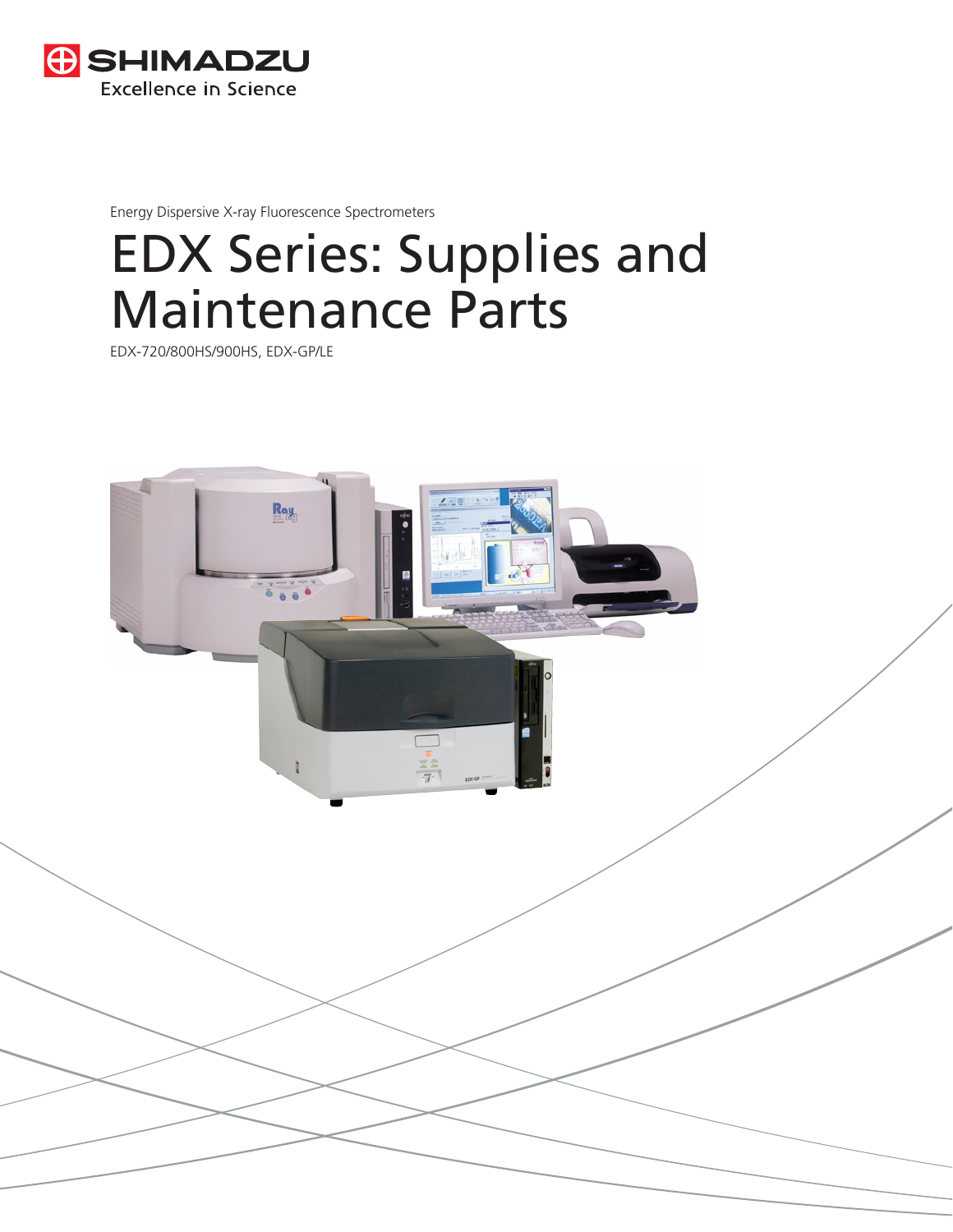SHIMADZU
Excellence in Science

Energy Dispersive X-ray Fluorescence Spectrometers

# EDX Series: Supplies and Maintenance Parts

EDX-720/800HS/900HS, EDX-GP/LE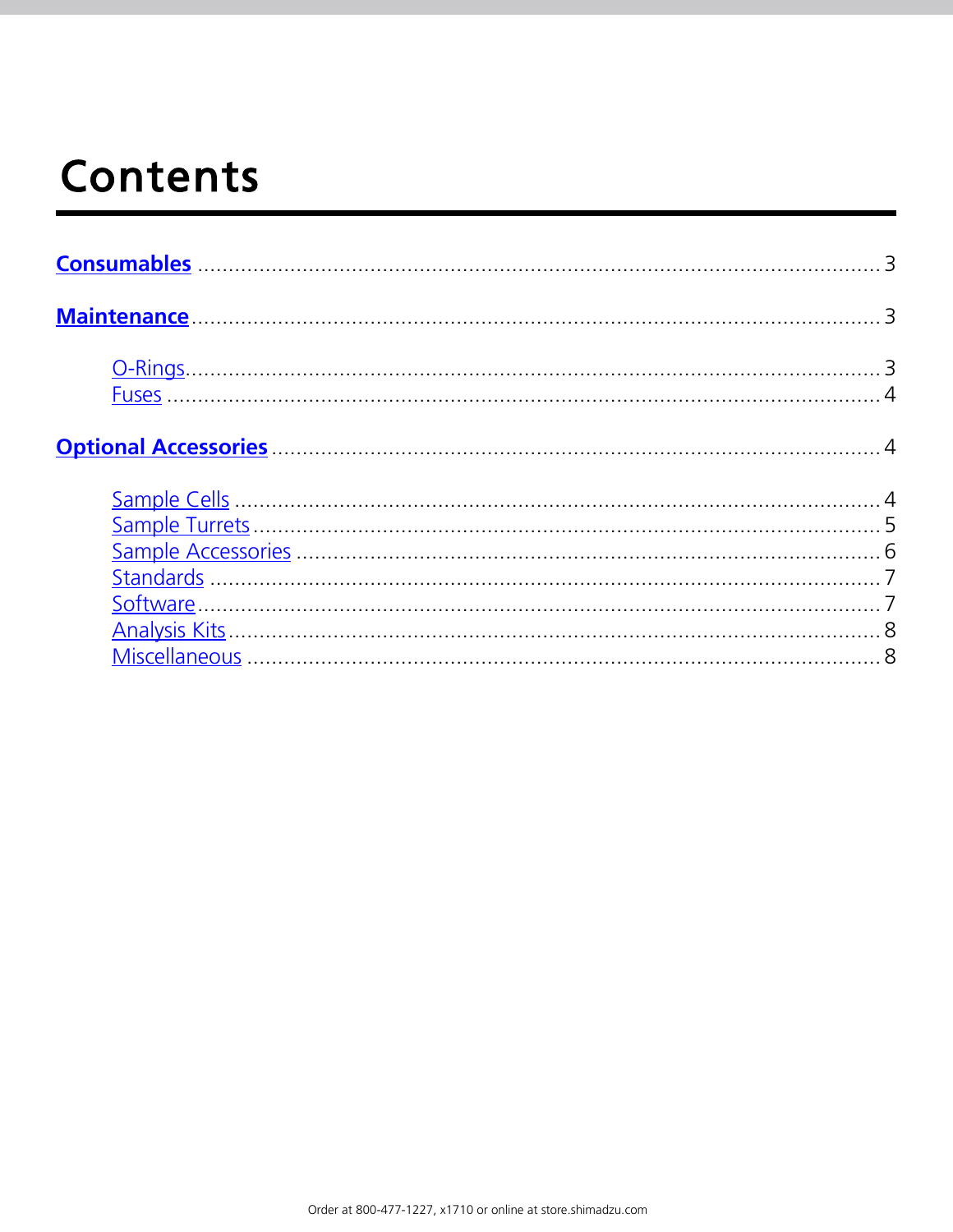# Contents

**Consumables** .................................................................................................... 3

**Maintenance** ..................................................................................................... 3

- O-Rings ........................................................................................................ 3
- Fuses ........................................................................................................... 4

**Optional Accessories** ........................................................................................ 4

- Sample Cells ................................................................................................ 4
- Sample Turrets ............................................................................................. 5
- Sample Accessories ...................................................................................... 6
- Standards ..................................................................................................... 7
- Software ....................................................................................................... 7
- Analysis Kits ................................................................................................. 8
- Miscellaneous .............................................................................................. 8

Order at 800-477-1227, x1710 or online at store.shimadzu.com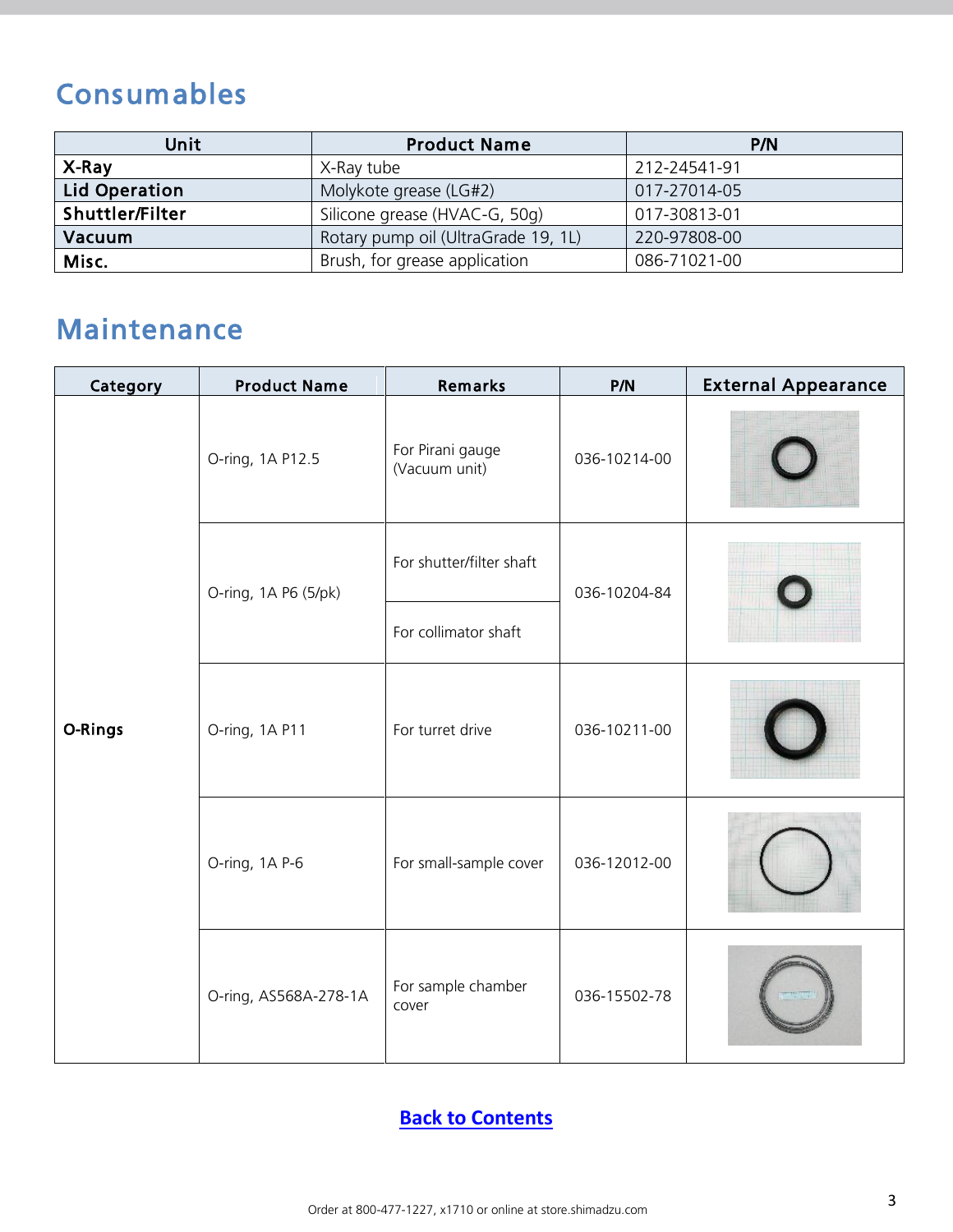## Consumables

| Unit | Product Name | P/N |
|---|---|---|
| **X-Ray** | X-Ray tube | 212-24541-91 |
| **Lid Operation** | Molykote grease (LG#2) | 017-27014-05 |
| **Shuttler/Filter** | Silicone grease (HVAC-G, 50g) | 017-30813-01 |
| **Vacuum** | Rotary pump oil (UltraGrade 19, 1L) | 220-97808-00 |
| **Misc.** | Brush, for grease application | 086-71021-00 |

## Maintenance

| Category | Product Name | Remarks | P/N | External Appearance |
|---|---|---|---|---|
| **O-Rings** | O-ring, 1A P12.5 | For Pirani gauge (Vacuum unit) | 036-10214-00 | |
| | O-ring, 1A P6 (5/pk) | For shutter/filter shaft | 036-10204-84 | |
| | | For collimator shaft | | |
| | O-ring, 1A P11 | For turret drive | 036-10211-00 | |
| | O-ring, 1A P-6 | For small-sample cover | 036-12012-00 | |
| | O-ring, AS568A-278-1A | For sample chamber cover | 036-15502-78 | |

[Back to Contents](#)

Order at 800-477-1227, x1710 or online at store.shimadzu.com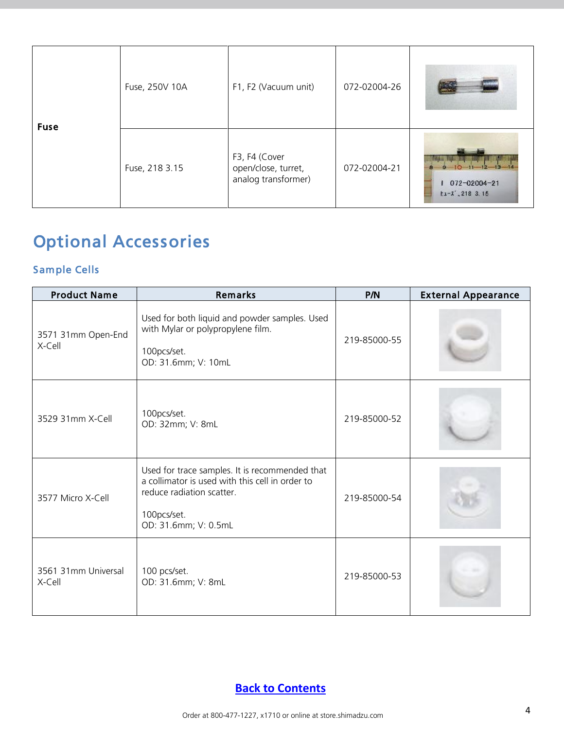| Fuse | Fuse, 250V 10A | F1, F2 (Vacuum unit) | 072-02004-26 | |
|---|---|---|---|---|
| | Fuse, 218 3.15 | F3, F4 (Cover open/close, turret, analog transformer) | 072-02004-21 | |

# Optional Accessories

## Sample Cells

| Product Name | Remarks | P/N | External Appearance |
|---|---|---|---|
| 3571 31mm Open-End X-Cell | Used for both liquid and powder samples. Used with Mylar or polypropylene film.<br><br>100pcs/set.<br>OD: 31.6mm; V: 10mL | 219-85000-55 | |
| 3529 31mm X-Cell | 100pcs/set.<br>OD: 32mm; V: 8mL | 219-85000-52 | |
| 3577 Micro X-Cell | Used for trace samples. It is recommended that a collimator is used with this cell in order to reduce radiation scatter.<br><br>100pcs/set.<br>OD: 31.6mm; V: 0.5mL | 219-85000-54 | |
| 3561 31mm Universal X-Cell | 100 pcs/set.<br>OD: 31.6mm; V: 8mL | 219-85000-53 | |

**Back to Contents**

Order at 800-477-1227, x1710 or online at store.shimadzu.com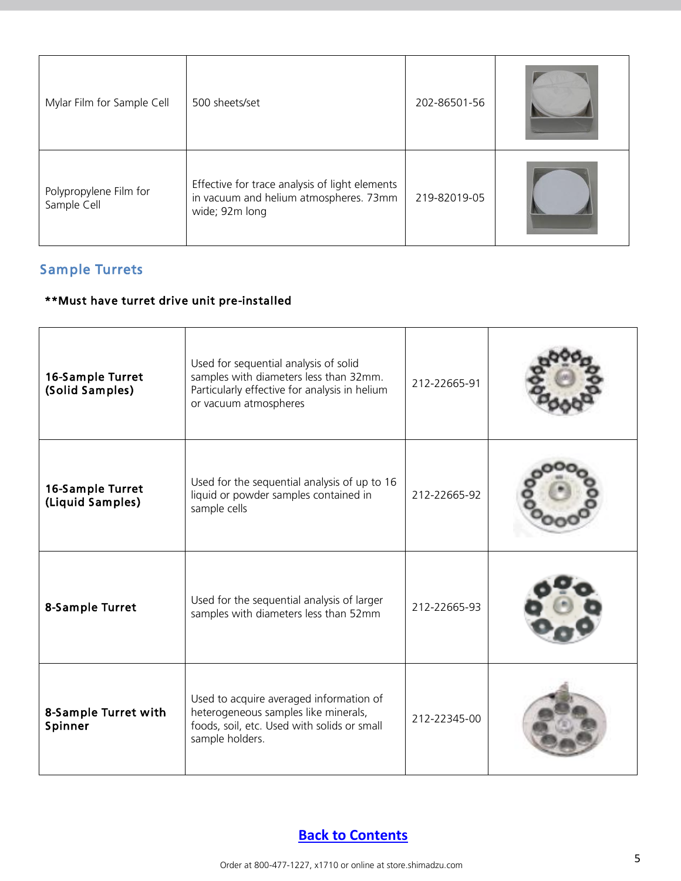| | | | |
|---|---|---|---|
| Mylar Film for Sample Cell | 500 sheets/set | 202-86501-56 | |
| Polypropylene Film for Sample Cell | Effective for trace analysis of light elements in vacuum and helium atmospheres. 73mm wide; 92m long | 219-82019-05 | |

## Sample Turrets

**\*\*Must have turret drive unit pre-installed**

| | | | |
|---|---|---|---|
| **16-Sample Turret (Solid Samples)** | Used for sequential analysis of solid samples with diameters less than 32mm. Particularly effective for analysis in helium or vacuum atmospheres | 212-22665-91 | |
| **16-Sample Turret (Liquid Samples)** | Used for the sequential analysis of up to 16 liquid or powder samples contained in sample cells | 212-22665-92 | |
| **8-Sample Turret** | Used for the sequential analysis of larger samples with diameters less than 52mm | 212-22665-93 | |
| **8-Sample Turret with Spinner** | Used to acquire averaged information of heterogeneous samples like minerals, foods, soil, etc. Used with solids or small sample holders. | 212-22345-00 | |

[Back to Contents]

Order at 800-477-1227, x1710 or online at store.shimadzu.com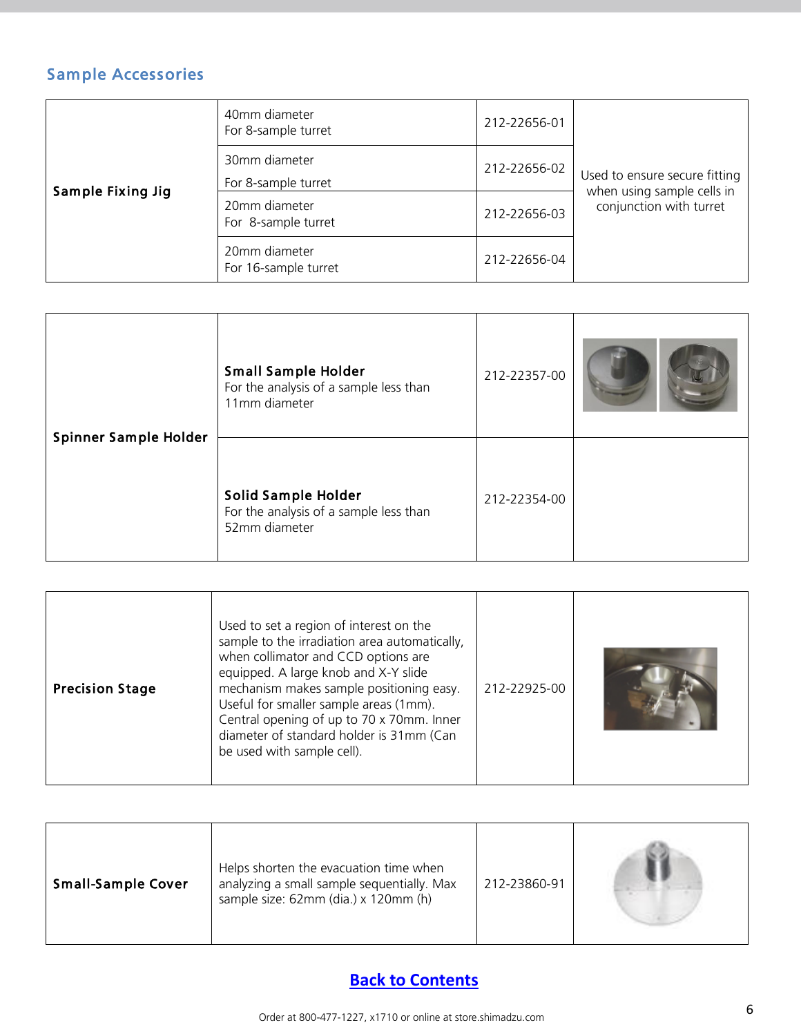## Sample Accessories

| | | | |
|---|---|---|---|
| **Sample Fixing Jig** | 40mm diameter<br>For 8-sample turret | 212-22656-01 | Used to ensure secure fitting when using sample cells in conjunction with turret |
| | 30mm diameter<br>For 8-sample turret | 212-22656-02 | |
| | 20mm diameter<br>For 8-sample turret | 212-22656-03 | |
| | 20mm diameter<br>For 16-sample turret | 212-22656-04 | |

| | | | |
|---|---|---|---|
| **Spinner Sample Holder** | **Small Sample Holder**<br>For the analysis of a sample less than 11mm diameter | 212-22357-00 | |
| | **Solid Sample Holder**<br>For the analysis of a sample less than 52mm diameter | 212-22354-00 | |

| | | | |
|---|---|---|---|
| **Precision Stage** | Used to set a region of interest on the sample to the irradiation area automatically, when collimator and CCD options are equipped. A large knob and X-Y slide mechanism makes sample positioning easy. Useful for smaller sample areas (1mm). Central opening of up to 70 x 70mm. Inner diameter of standard holder is 31mm (Can be used with sample cell). | 212-22925-00 | |

| | | | |
|---|---|---|---|
| **Small-Sample Cover** | Helps shorten the evacuation time when analyzing a small sample sequentially. Max sample size: 62mm (dia.) x 120mm (h) | 212-23860-91 | |

Back to Contents

Order at 800-477-1227, x1710 or online at store.shimadzu.com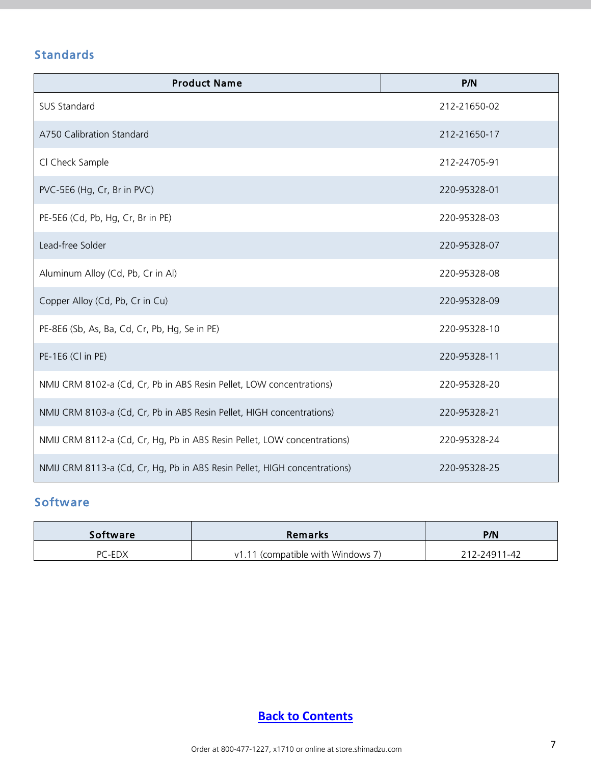## Standards

| Product Name | P/N |
|---|---|
| SUS Standard | 212-21650-02 |
| A750 Calibration Standard | 212-21650-17 |
| Cl Check Sample | 212-24705-91 |
| PVC-5E6 (Hg, Cr, Br in PVC) | 220-95328-01 |
| PE-5E6 (Cd, Pb, Hg, Cr, Br in PE) | 220-95328-03 |
| Lead-free Solder | 220-95328-07 |
| Aluminum Alloy (Cd, Pb, Cr in Al) | 220-95328-08 |
| Copper Alloy (Cd, Pb, Cr in Cu) | 220-95328-09 |
| PE-8E6 (Sb, As, Ba, Cd, Cr, Pb, Hg, Se in PE) | 220-95328-10 |
| PE-1E6 (Cl in PE) | 220-95328-11 |
| NMIJ CRM 8102-a (Cd, Cr, Pb in ABS Resin Pellet, LOW concentrations) | 220-95328-20 |
| NMIJ CRM 8103-a (Cd, Cr, Pb in ABS Resin Pellet, HIGH concentrations) | 220-95328-21 |
| NMIJ CRM 8112-a (Cd, Cr, Hg, Pb in ABS Resin Pellet, LOW concentrations) | 220-95328-24 |
| NMIJ CRM 8113-a (Cd, Cr, Hg, Pb in ABS Resin Pellet, HIGH concentrations) | 220-95328-25 |

## Software

| Software | Remarks | P/N |
|---|---|---|
| PC-EDX | v1.11 (compatible with Windows 7) | 212-24911-42 |

**Back to Contents**

Order at 800-477-1227, x1710 or online at store.shimadzu.com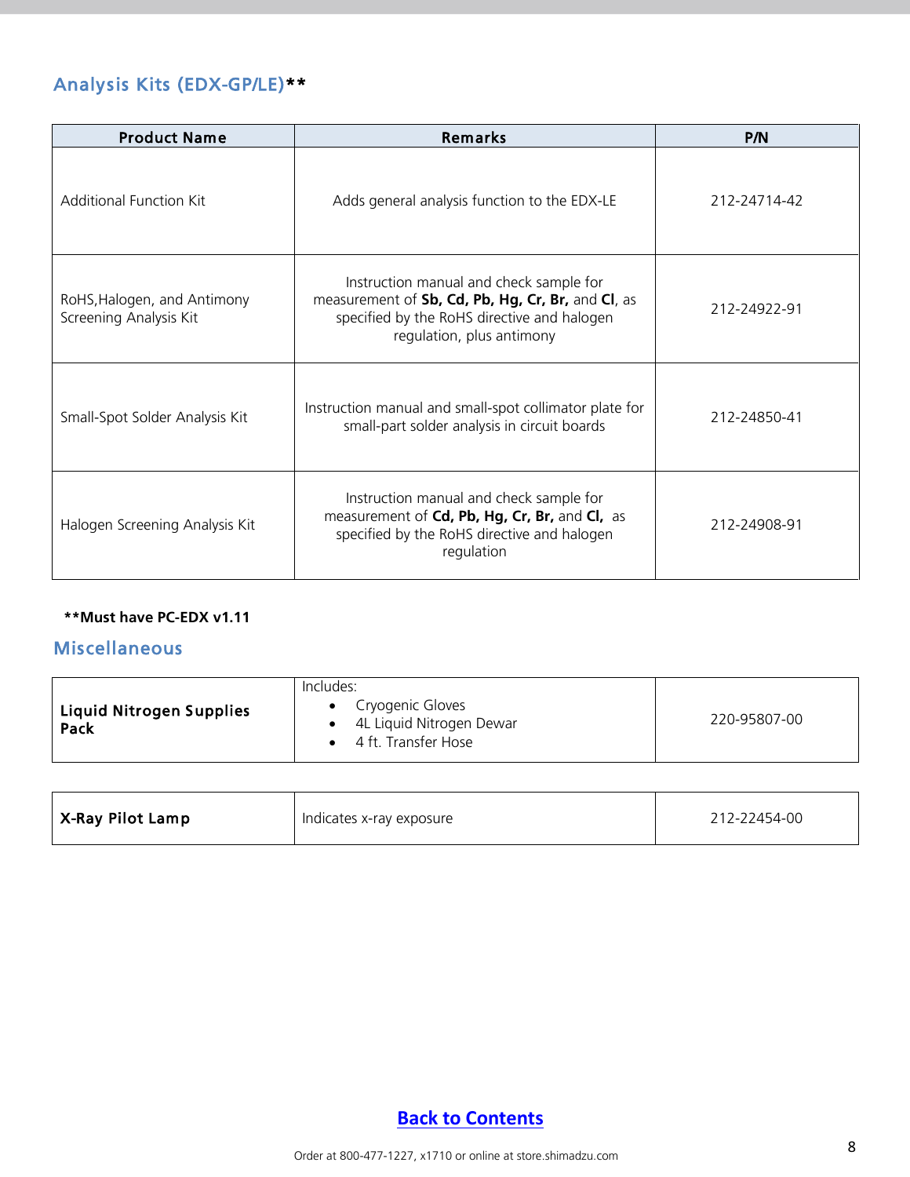## Analysis Kits (EDX-GP/LE)**

| Product Name | Remarks | P/N |
|---|---|---|
| Additional Function Kit | Adds general analysis function to the EDX-LE | 212-24714-42 |
| RoHS,Halogen, and Antimony Screening Analysis Kit | Instruction manual and check sample for measurement of **Sb, Cd, Pb, Hg, Cr, Br,** and **Cl**, as specified by the RoHS directive and halogen regulation, plus antimony | 212-24922-91 |
| Small-Spot Solder Analysis Kit | Instruction manual and small-spot collimator plate for small-part solder analysis in circuit boards | 212-24850-41 |
| Halogen Screening Analysis Kit | Instruction manual and check sample for measurement of **Cd, Pb, Hg, Cr, Br,** and **Cl,** as specified by the RoHS directive and halogen regulation | 212-24908-91 |

**\*\*Must have PC-EDX v1.11**

## Miscellaneous

| | | |
|---|---|---|
| **Liquid Nitrogen Supplies Pack** | Includes: • Cryogenic Gloves • 4L Liquid Nitrogen Dewar • 4 ft. Transfer Hose | 220-95807-00 |

| | | |
|---|---|---|
| **X-Ray Pilot Lamp** | Indicates x-ray exposure | 212-22454-00 |

**Back to Contents**

Order at 800-477-1227, x1710 or online at store.shimadzu.com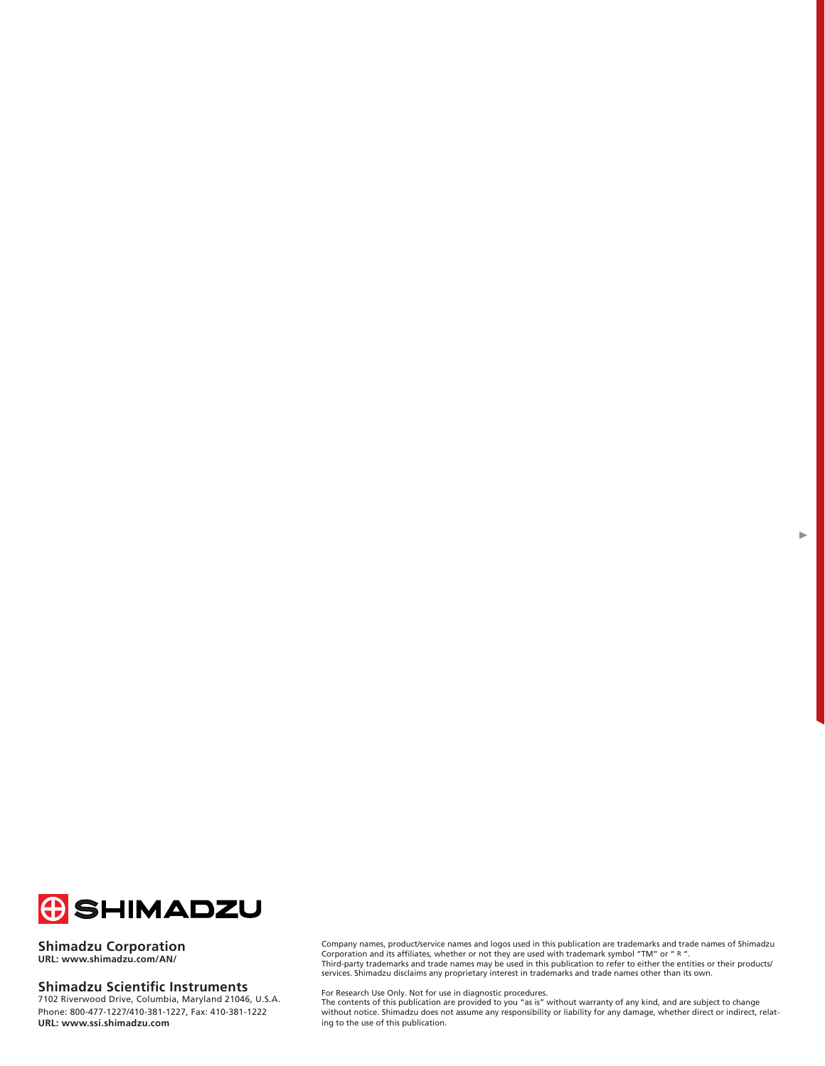SHIMADZU

**Shimadzu Corporation**
**URL: www.shimadzu.com/AN/**

**Shimadzu Scientific Instruments**
7102 Riverwood Drive, Columbia, Maryland 21046, U.S.A.
Phone: 800-477-1227/410-381-1227, Fax: 410-381-1222
**URL: www.ssi.shimadzu.com**

Company names, product/service names and logos used in this publication are trademarks and trade names of Shimadzu Corporation and its affiliates, whether or not they are used with trademark symbol "TM" or "®".
Third-party trademarks and trade names may be used in this publication to refer to either the entities or their products/services. Shimadzu disclaims any proprietary interest in trademarks and trade names other than its own.

For Research Use Only. Not for use in diagnostic procedures.
The contents of this publication are provided to you "as is" without warranty of any kind, and are subject to change without notice. Shimadzu does not assume any responsibility or liability for any damage, whether direct or indirect, relating to the use of this publication.